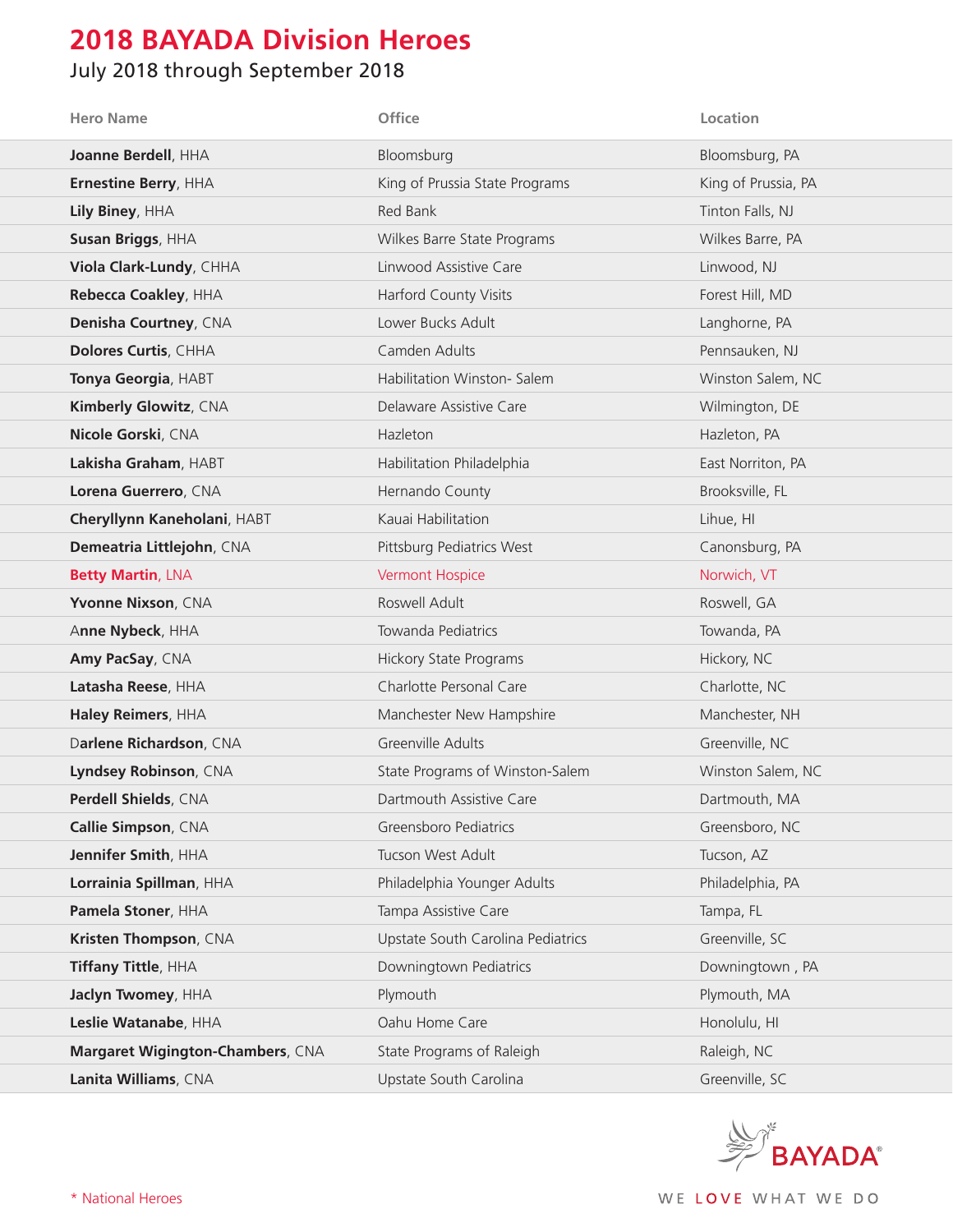# 2018 BAYADA Division Heroes

July 2018 through September 2018

| Hero Name | Office | Location |
|---|---|---|
| **Joanne Berdell**, HHA | Bloomsburg | Bloomsburg, PA |
| **Ernestine Berry**, HHA | King of Prussia State Programs | King of Prussia, PA |
| **Lily Biney**, HHA | Red Bank | Tinton Falls, NJ |
| **Susan Briggs**, HHA | Wilkes Barre State Programs | Wilkes Barre, PA |
| **Viola Clark-Lundy**, CHHA | Linwood Assistive Care | Linwood, NJ |
| **Rebecca Coakley**, HHA | Harford County Visits | Forest Hill, MD |
| **Denisha Courtney**, CNA | Lower Bucks Adult | Langhorne, PA |
| **Dolores Curtis**, CHHA | Camden Adults | Pennsauken, NJ |
| **Tonya Georgia**, HABT | Habilitation Winston- Salem | Winston Salem, NC |
| **Kimberly Glowitz**, CNA | Delaware Assistive Care | Wilmington, DE |
| **Nicole Gorski**, CNA | Hazleton | Hazleton, PA |
| **Lakisha Graham**, HABT | Habilitation Philadelphia | East Norriton, PA |
| **Lorena Guerrero**, CNA | Hernando County | Brooksville, FL |
| **Cheryllynn Kaneholani**, HABT | Kauai Habilitation | Lihue, HI |
| **Demeatria Littlejohn**, CNA | Pittsburg Pediatrics West | Canonsburg, PA |
| **Betty Martin**, LNA | Vermont Hospice | Norwich, VT |
| **Yvonne Nixson**, CNA | Roswell Adult | Roswell, GA |
| A**nne Nybeck**, HHA | Towanda Pediatrics | Towanda, PA |
| **Amy PacSay**, CNA | Hickory State Programs | Hickory, NC |
| **Latasha Reese**, HHA | Charlotte Personal Care | Charlotte, NC |
| **Haley Reimers**, HHA | Manchester New Hampshire | Manchester, NH |
| D**arlene Richardson**, CNA | Greenville Adults | Greenville, NC |
| **Lyndsey Robinson**, CNA | State Programs of Winston-Salem | Winston Salem, NC |
| **Perdell Shields**, CNA | Dartmouth Assistive Care | Dartmouth, MA |
| **Callie Simpson**, CNA | Greensboro Pediatrics | Greensboro, NC |
| **Jennifer Smith**, HHA | Tucson West Adult | Tucson, AZ |
| **Lorrainia Spillman**, HHA | Philadelphia Younger Adults | Philadelphia, PA |
| **Pamela Stoner**, HHA | Tampa Assistive Care | Tampa, FL |
| **Kristen Thompson**, CNA | Upstate South Carolina Pediatrics | Greenville, SC |
| **Tiffany Tittle**, HHA | Downingtown Pediatrics | Downingtown , PA |
| **Jaclyn Twomey**, HHA | Plymouth | Plymouth, MA |
| **Leslie Watanabe**, HHA | Oahu Home Care | Honolulu, HI |
| **Margaret Wigington-Chambers**, CNA | State Programs of Raleigh | Raleigh, NC |
| **Lanita Williams**, CNA | Upstate South Carolina | Greenville, SC |

* National Heroes

BAYADA®

WE LOVE WHAT WE DO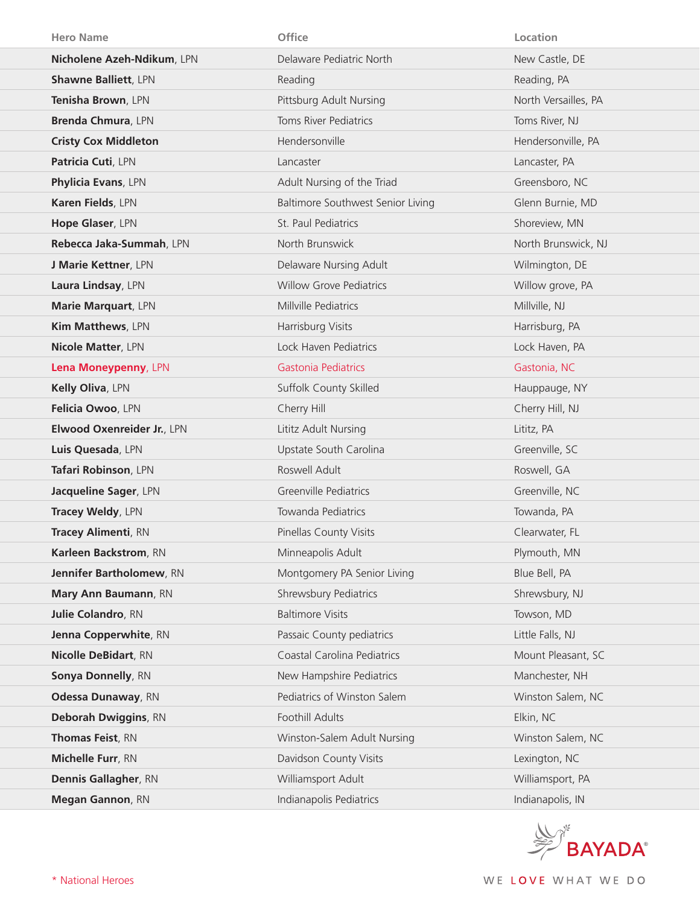| Hero Name | Office | Location |
| --- | --- | --- |
| **Nicholene Azeh-Ndikum**, LPN | Delaware Pediatric North | New Castle, DE |
| **Shawne Balliett**, LPN | Reading | Reading, PA |
| **Tenisha Brown**, LPN | Pittsburg Adult Nursing | North Versailles, PA |
| **Brenda Chmura**, LPN | Toms River Pediatrics | Toms River, NJ |
| **Cristy Cox Middleton** | Hendersonville | Hendersonville, PA |
| **Patricia Cuti**, LPN | Lancaster | Lancaster, PA |
| **Phylicia Evans**, LPN | Adult Nursing of the Triad | Greensboro, NC |
| **Karen Fields**, LPN | Baltimore Southwest Senior Living | Glenn Burnie, MD |
| **Hope Glaser**, LPN | St. Paul Pediatrics | Shoreview, MN |
| **Rebecca Jaka-Summah**, LPN | North Brunswick | North Brunswick, NJ |
| **J Marie Kettner**, LPN | Delaware Nursing Adult | Wilmington, DE |
| **Laura Lindsay**, LPN | Willow Grove Pediatrics | Willow grove, PA |
| **Marie Marquart**, LPN | Millville Pediatrics | Millville, NJ |
| **Kim Matthews**, LPN | Harrisburg Visits | Harrisburg, PA |
| **Nicole Matter**, LPN | Lock Haven Pediatrics | Lock Haven, PA |
| **Lena Moneypenny**, LPN | Gastonia Pediatrics | Gastonia, NC |
| **Kelly Oliva**, LPN | Suffolk County Skilled | Hauppauge, NY |
| **Felicia Owoo**, LPN | Cherry Hill | Cherry Hill, NJ |
| **Elwood Oxenreider Jr.**, LPN | Lititz Adult Nursing | Lititz, PA |
| **Luis Quesada**, LPN | Upstate South Carolina | Greenville, SC |
| **Tafari Robinson**, LPN | Roswell Adult | Roswell, GA |
| **Jacqueline Sager**, LPN | Greenville Pediatrics | Greenville, NC |
| **Tracey Weldy**, LPN | Towanda Pediatrics | Towanda, PA |
| **Tracey Alimenti**, RN | Pinellas County Visits | Clearwater, FL |
| **Karleen Backstrom**, RN | Minneapolis Adult | Plymouth, MN |
| **Jennifer Bartholomew**, RN | Montgomery PA Senior Living | Blue Bell, PA |
| **Mary Ann Baumann**, RN | Shrewsbury Pediatrics | Shrewsbury, NJ |
| **Julie Colandro**, RN | Baltimore Visits | Towson, MD |
| **Jenna Copperwhite**, RN | Passaic County pediatrics | Little Falls, NJ |
| **Nicolle DeBidart**, RN | Coastal Carolina Pediatrics | Mount Pleasant, SC |
| **Sonya Donnelly**, RN | New Hampshire Pediatrics | Manchester, NH |
| **Odessa Dunaway**, RN | Pediatrics of Winston Salem | Winston Salem, NC |
| **Deborah Dwiggins**, RN | Foothill Adults | Elkin, NC |
| **Thomas Feist**, RN | Winston-Salem Adult Nursing | Winston Salem, NC |
| **Michelle Furr**, RN | Davidson County Visits | Lexington, NC |
| **Dennis Gallagher**, RN | Williamsport Adult | Williamsport, PA |
| **Megan Gannon**, RN | Indianapolis Pediatrics | Indianapolis, IN |

BAYADA®

WE LOVE WHAT WE DO

* National Heroes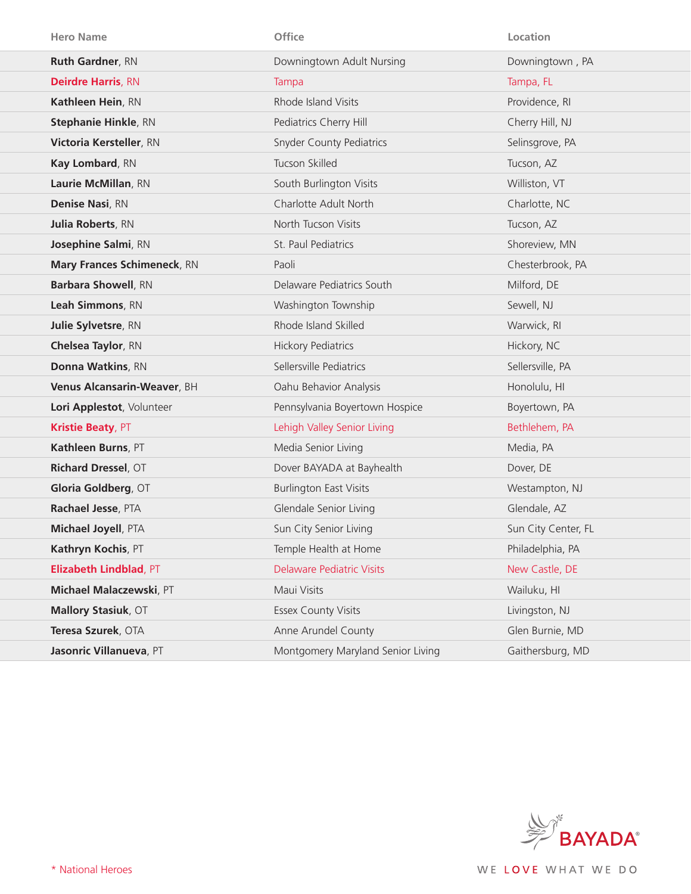| Hero Name | Office | Location |
|---|---|---|
| **Ruth Gardner**, RN | Downingtown Adult Nursing | Downingtown , PA |
| **Deirdre Harris**, RN | Tampa | Tampa, FL |
| **Kathleen Hein**, RN | Rhode Island Visits | Providence, RI |
| **Stephanie Hinkle**, RN | Pediatrics Cherry Hill | Cherry Hill, NJ |
| **Victoria Kersteller**, RN | Snyder County Pediatrics | Selinsgrove, PA |
| **Kay Lombard**, RN | Tucson Skilled | Tucson, AZ |
| **Laurie McMillan**, RN | South Burlington Visits | Williston, VT |
| **Denise Nasi**, RN | Charlotte Adult North | Charlotte, NC |
| **Julia Roberts**, RN | North Tucson Visits | Tucson, AZ |
| **Josephine Salmi**, RN | St. Paul Pediatrics | Shoreview, MN |
| **Mary Frances Schimeneck**, RN | Paoli | Chesterbrook, PA |
| **Barbara Showell**, RN | Delaware Pediatrics South | Milford, DE |
| **Leah Simmons**, RN | Washington Township | Sewell, NJ |
| **Julie Sylvetsre**, RN | Rhode Island Skilled | Warwick, RI |
| **Chelsea Taylor**, RN | Hickory Pediatrics | Hickory, NC |
| **Donna Watkins**, RN | Sellersville Pediatrics | Sellersville, PA |
| **Venus Alcansarin-Weaver**, BH | Oahu Behavior Analysis | Honolulu, HI |
| **Lori Applestot**, Volunteer | Pennsylvania Boyertown Hospice | Boyertown, PA |
| **Kristie Beaty**, PT | Lehigh Valley Senior Living | Bethlehem, PA |
| **Kathleen Burns**, PT | Media Senior Living | Media, PA |
| **Richard Dressel**, OT | Dover BAYADA at Bayhealth | Dover, DE |
| **Gloria Goldberg**, OT | Burlington East Visits | Westampton, NJ |
| **Rachael Jesse**, PTA | Glendale Senior Living | Glendale, AZ |
| **Michael Joyell**, PTA | Sun City Senior Living | Sun City Center, FL |
| **Kathryn Kochis**, PT | Temple Health at Home | Philadelphia, PA |
| **Elizabeth Lindblad**, PT | Delaware Pediatric Visits | New Castle, DE |
| **Michael Malaczewski**, PT | Maui Visits | Wailuku, HI |
| **Mallory Stasiuk**, OT | Essex County Visits | Livingston, NJ |
| **Teresa Szurek**, OTA | Anne Arundel County | Glen Burnie, MD |
| **Jasonric Villanueva**, PT | Montgomery Maryland Senior Living | Gaithersburg, MD |

\* National Heroes

BAYADA®

WE LOVE WHAT WE DO